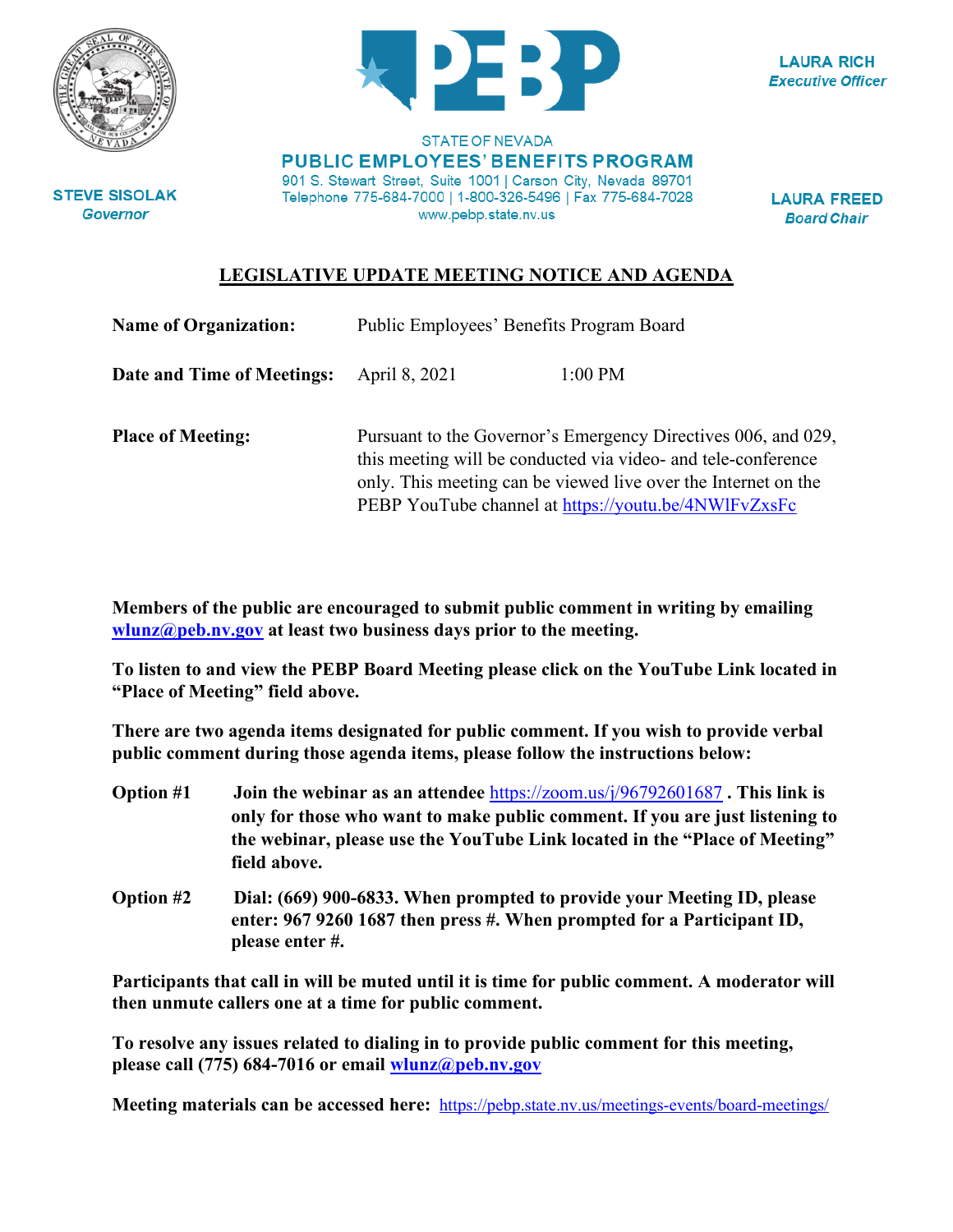STATE OF NEVADA

**PUBLIC EMPLOYEES' BENEFITS PROGRAM**

901 S. Stewart Street, Suite 1001 | Carson City, Nevada 89701
Telephone 775-684-7000 | 1-800-326-5496 | Fax 775-684-7028
www.pebp.state.nv.us

**STEVE SISOLAK**
*Governor*

**LAURA RICH**
*Executive Officer*

**LAURA FREED**
*Board Chair*

# LEGISLATIVE UPDATE MEETING NOTICE AND AGENDA

**Name of Organization:** Public Employees' Benefits Program Board

**Date and Time of Meetings:** April 8, 2021 1:00 PM

**Place of Meeting:** Pursuant to the Governor's Emergency Directives 006, and 029, this meeting will be conducted via video- and tele-conference only. This meeting can be viewed live over the Internet on the PEBP YouTube channel at https://youtu.be/4NWlFvZxsFc

**Members of the public are encouraged to submit public comment in writing by emailing wlunz@peb.nv.gov at least two business days prior to the meeting.**

**To listen to and view the PEBP Board Meeting please click on the YouTube Link located in "Place of Meeting" field above.**

**There are two agenda items designated for public comment. If you wish to provide verbal public comment during those agenda items, please follow the instructions below:**

**Option #1** **Join the webinar as an attendee** https://zoom.us/j/96792601687 **. This link is only for those who want to make public comment. If you are just listening to the webinar, please use the YouTube Link located in the "Place of Meeting" field above.**

**Option #2** **Dial: (669) 900-6833. When prompted to provide your Meeting ID, please enter: 967 9260 1687 then press #. When prompted for a Participant ID, please enter #.**

**Participants that call in will be muted until it is time for public comment. A moderator will then unmute callers one at a time for public comment.**

**To resolve any issues related to dialing in to provide public comment for this meeting, please call (775) 684-7016 or email wlunz@peb.nv.gov**

**Meeting materials can be accessed here:** https://pebp.state.nv.us/meetings-events/board-meetings/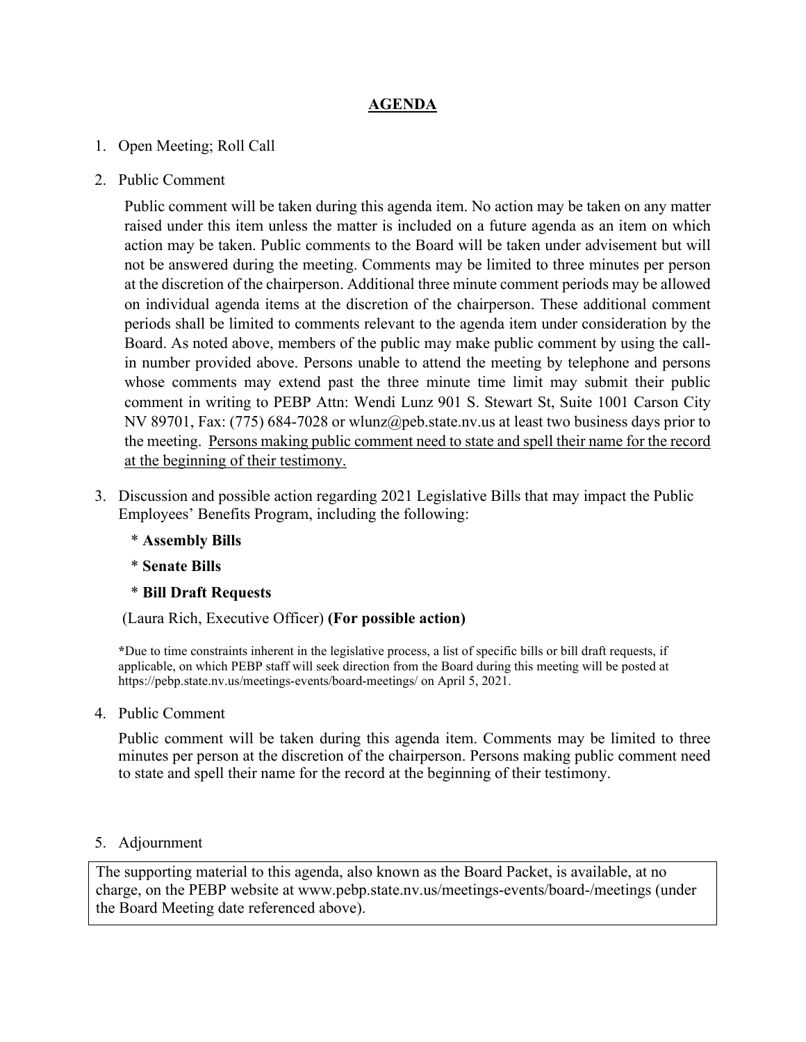## AGENDA

1. Open Meeting; Roll Call

2. Public Comment

   Public comment will be taken during this agenda item. No action may be taken on any matter raised under this item unless the matter is included on a future agenda as an item on which action may be taken. Public comments to the Board will be taken under advisement but will not be answered during the meeting. Comments may be limited to three minutes per person at the discretion of the chairperson. Additional three minute comment periods may be allowed on individual agenda items at the discretion of the chairperson. These additional comment periods shall be limited to comments relevant to the agenda item under consideration by the Board. As noted above, members of the public may make public comment by using the call-in number provided above. Persons unable to attend the meeting by telephone and persons whose comments may extend past the three minute time limit may submit their public comment in writing to PEBP Attn: Wendi Lunz 901 S. Stewart St, Suite 1001 Carson City NV 89701, Fax: (775) 684-7028 or wlunz@peb.state.nv.us at least two business days prior to the meeting. <u>Persons making public comment need to state and spell their name for the record at the beginning of their testimony.</u>

3. Discussion and possible action regarding 2021 Legislative Bills that may impact the Public Employees' Benefits Program, including the following:

   * **Assembly Bills**
   * **Senate Bills**
   * **Bill Draft Requests**

   (Laura Rich, Executive Officer) **(For possible action)**

   *Due to time constraints inherent in the legislative process, a list of specific bills or bill draft requests, if applicable, on which PEBP staff will seek direction from the Board during this meeting will be posted at https://pebp.state.nv.us/meetings-events/board-meetings/ on April 5, 2021.

4. Public Comment

   Public comment will be taken during this agenda item. Comments may be limited to three minutes per person at the discretion of the chairperson. Persons making public comment need to state and spell their name for the record at the beginning of their testimony.

5. Adjournment

The supporting material to this agenda, also known as the Board Packet, is available, at no charge, on the PEBP website at www.pebp.state.nv.us/meetings-events/board-/meetings (under the Board Meeting date referenced above).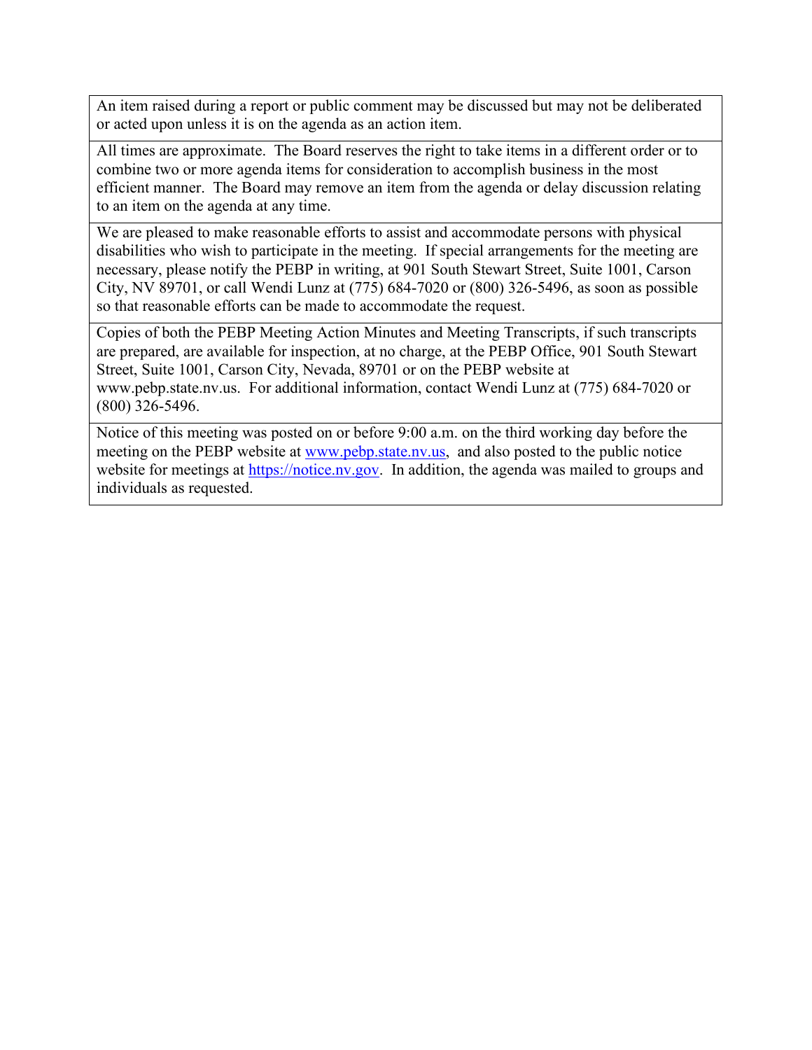| |
|---|
| An item raised during a report or public comment may be discussed but may not be deliberated or acted upon unless it is on the agenda as an action item. |
| All times are approximate. The Board reserves the right to take items in a different order or to combine two or more agenda items for consideration to accomplish business in the most efficient manner. The Board may remove an item from the agenda or delay discussion relating to an item on the agenda at any time. |
| We are pleased to make reasonable efforts to assist and accommodate persons with physical disabilities who wish to participate in the meeting. If special arrangements for the meeting are necessary, please notify the PEBP in writing, at 901 South Stewart Street, Suite 1001, Carson City, NV 89701, or call Wendi Lunz at (775) 684-7020 or (800) 326-5496, as soon as possible so that reasonable efforts can be made to accommodate the request. |
| Copies of both the PEBP Meeting Action Minutes and Meeting Transcripts, if such transcripts are prepared, are available for inspection, at no charge, at the PEBP Office, 901 South Stewart Street, Suite 1001, Carson City, Nevada, 89701 or on the PEBP website at www.pebp.state.nv.us. For additional information, contact Wendi Lunz at (775) 684-7020 or (800) 326-5496. |
| Notice of this meeting was posted on or before 9:00 a.m. on the third working day before the meeting on the PEBP website at [www.pebp.state.nv.us](http://www.pebp.state.nv.us), and also posted to the public notice website for meetings at [https://notice.nv.gov](https://notice.nv.gov). In addition, the agenda was mailed to groups and individuals as requested. |